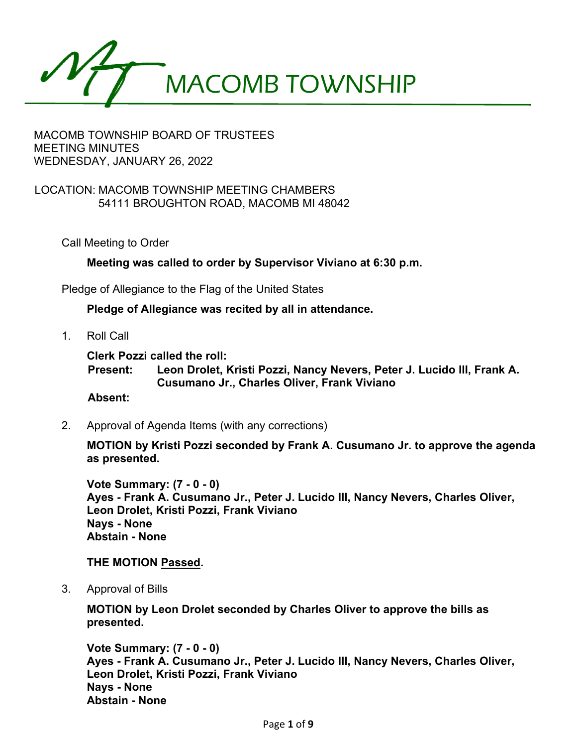# MACOMB TOWNSHIP

MACOMB TOWNSHIP BOARD OF TRUSTEES
MEETING MINUTES
WEDNESDAY, JANUARY 26, 2022

LOCATION: MACOMB TOWNSHIP MEETING CHAMBERS
54111 BROUGHTON ROAD, MACOMB MI 48042

Call Meeting to Order

**Meeting was called to order by Supervisor Viviano at 6:30 p.m.**

Pledge of Allegiance to the Flag of the United States

**Pledge of Allegiance was recited by all in attendance.**

1. Roll Call

   **Clerk Pozzi called the roll:**
   **Present:** **Leon Drolet, Kristi Pozzi, Nancy Nevers, Peter J. Lucido III, Frank A. Cusumano Jr., Charles Oliver, Frank Viviano**
   **Absent:**

2. Approval of Agenda Items (with any corrections)

   **MOTION by Kristi Pozzi seconded by Frank A. Cusumano Jr. to approve the agenda as presented.**

   **Vote Summary: (7 - 0 - 0)**
   **Ayes - Frank A. Cusumano Jr., Peter J. Lucido III, Nancy Nevers, Charles Oliver, Leon Drolet, Kristi Pozzi, Frank Viviano**
   **Nays - None**
   **Abstain - None**

   **THE MOTION Passed.**

3. Approval of Bills

   **MOTION by Leon Drolet seconded by Charles Oliver to approve the bills as presented.**

   **Vote Summary: (7 - 0 - 0)**
   **Ayes - Frank A. Cusumano Jr., Peter J. Lucido III, Nancy Nevers, Charles Oliver, Leon Drolet, Kristi Pozzi, Frank Viviano**
   **Nays - None**
   **Abstain - None**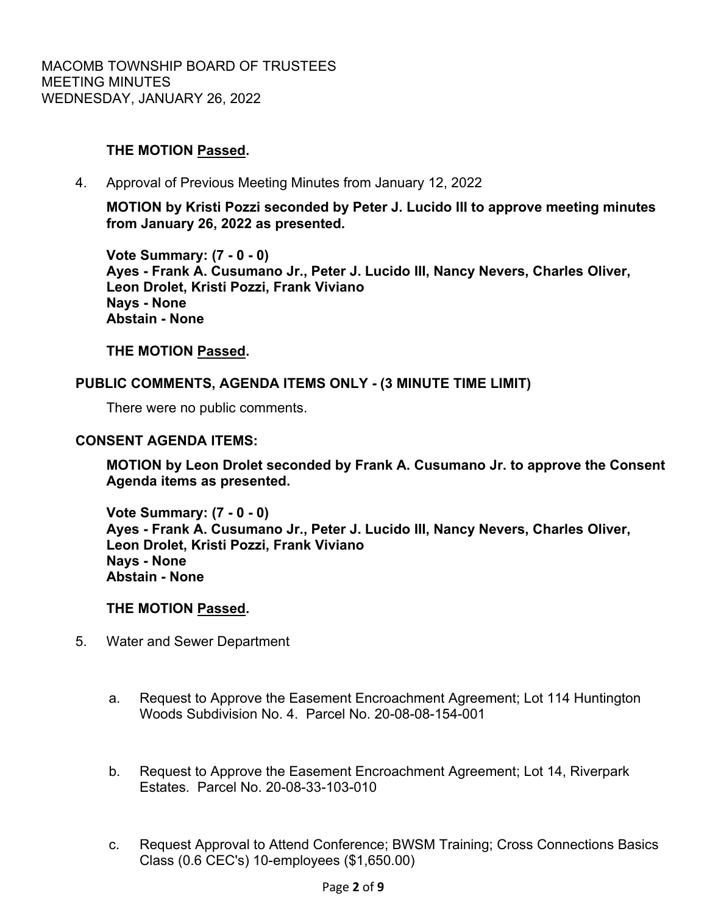**THE MOTION Passed.**

4. Approval of Previous Meeting Minutes from January 12, 2022

   **MOTION by Kristi Pozzi seconded by Peter J. Lucido III to approve meeting minutes from January 26, 2022 as presented.**

   **Vote Summary: (7 - 0 - 0)**
   **Ayes - Frank A. Cusumano Jr., Peter J. Lucido III, Nancy Nevers, Charles Oliver, Leon Drolet, Kristi Pozzi, Frank Viviano**
   **Nays - None**
   **Abstain - None**

   **THE MOTION Passed.**

**PUBLIC COMMENTS, AGENDA ITEMS ONLY - (3 MINUTE TIME LIMIT)**

There were no public comments.

**CONSENT AGENDA ITEMS:**

**MOTION by Leon Drolet seconded by Frank A. Cusumano Jr. to approve the Consent Agenda items as presented.**

**Vote Summary: (7 - 0 - 0)**
**Ayes - Frank A. Cusumano Jr., Peter J. Lucido III, Nancy Nevers, Charles Oliver, Leon Drolet, Kristi Pozzi, Frank Viviano**
**Nays - None**
**Abstain - None**

**THE MOTION Passed.**

5. Water and Sewer Department

   a. Request to Approve the Easement Encroachment Agreement; Lot 114 Huntington Woods Subdivision No. 4. Parcel No. 20-08-08-154-001

   b. Request to Approve the Easement Encroachment Agreement; Lot 14, Riverpark Estates. Parcel No. 20-08-33-103-010

   c. Request Approval to Attend Conference; BWSM Training; Cross Connections Basics Class (0.6 CEC's) 10-employees ($1,650.00)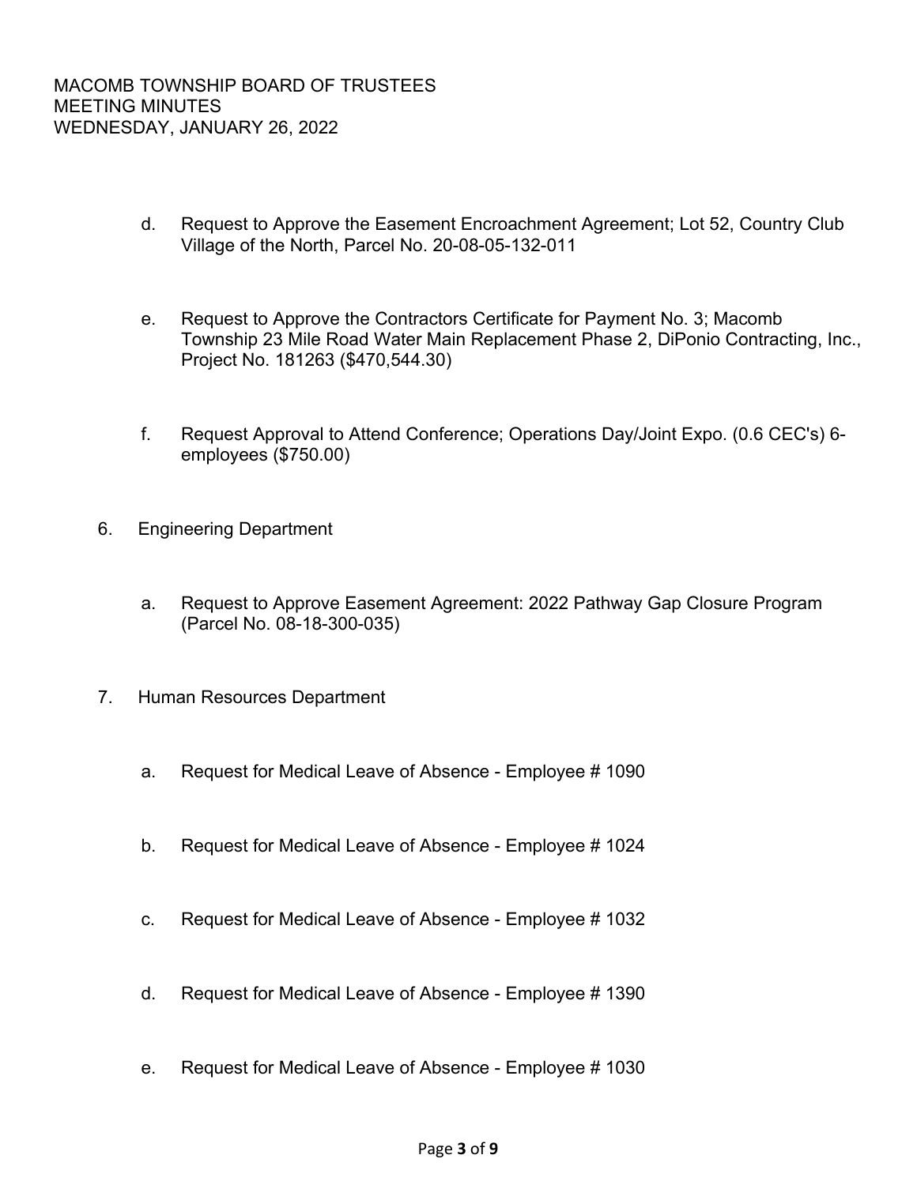d. Request to Approve the Easement Encroachment Agreement; Lot 52, Country Club Village of the North, Parcel No. 20-08-05-132-011

e. Request to Approve the Contractors Certificate for Payment No. 3; Macomb Township 23 Mile Road Water Main Replacement Phase 2, DiPonio Contracting, Inc., Project No. 181263 ($470,544.30)

f. Request Approval to Attend Conference; Operations Day/Joint Expo. (0.6 CEC's) 6-employees ($750.00)

6. Engineering Department

   a. Request to Approve Easement Agreement: 2022 Pathway Gap Closure Program (Parcel No. 08-18-300-035)

7. Human Resources Department

   a. Request for Medical Leave of Absence - Employee # 1090

   b. Request for Medical Leave of Absence - Employee # 1024

   c. Request for Medical Leave of Absence - Employee # 1032

   d. Request for Medical Leave of Absence - Employee # 1390

   e. Request for Medical Leave of Absence - Employee # 1030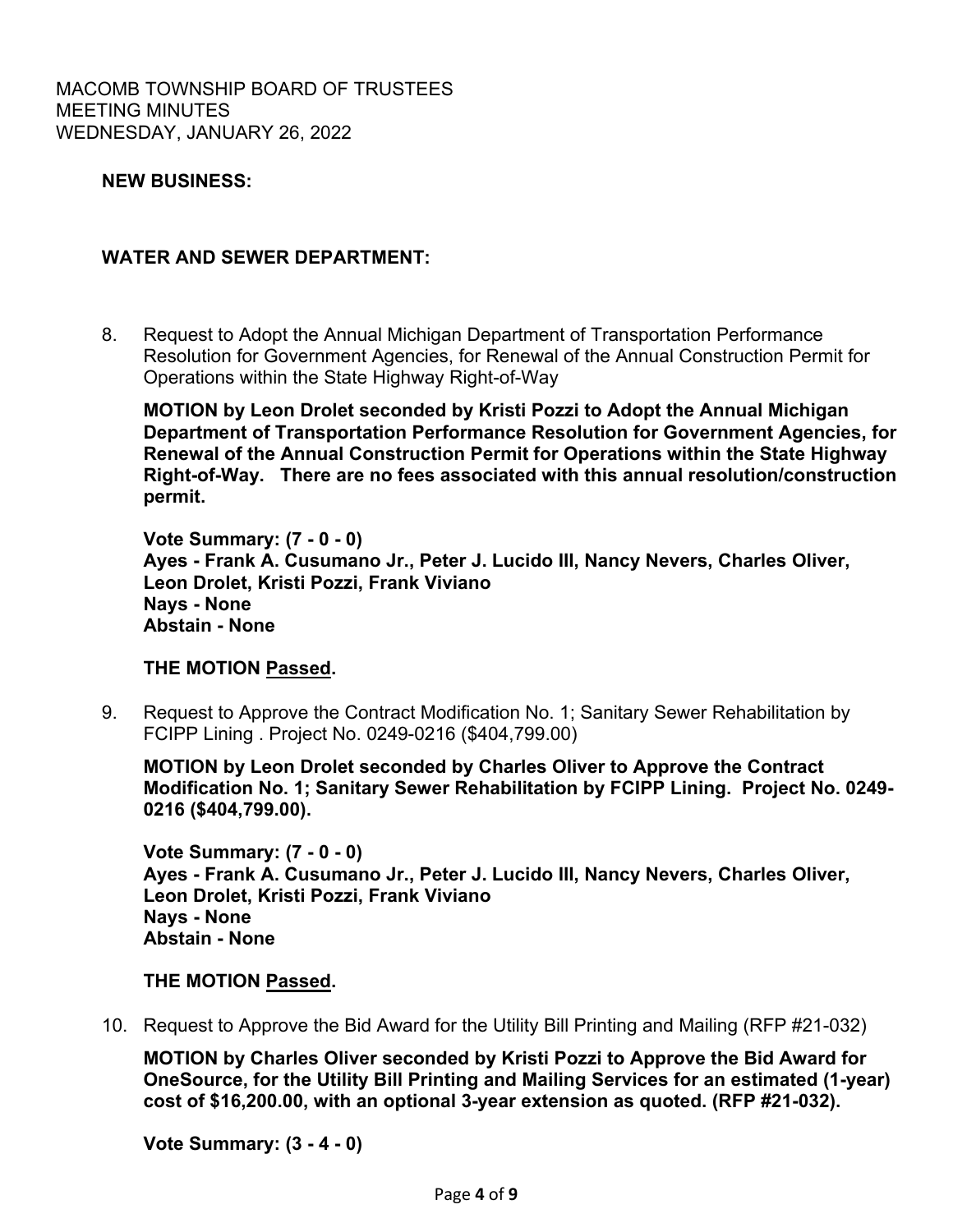**NEW BUSINESS:**

**WATER AND SEWER DEPARTMENT:**

8. Request to Adopt the Annual Michigan Department of Transportation Performance Resolution for Government Agencies, for Renewal of the Annual Construction Permit for Operations within the State Highway Right-of-Way

   **MOTION by Leon Drolet seconded by Kristi Pozzi to Adopt the Annual Michigan Department of Transportation Performance Resolution for Government Agencies, for Renewal of the Annual Construction Permit for Operations within the State Highway Right-of-Way. There are no fees associated with this annual resolution/construction permit.**

   **Vote Summary: (7 - 0 - 0)**
   **Ayes - Frank A. Cusumano Jr., Peter J. Lucido III, Nancy Nevers, Charles Oliver, Leon Drolet, Kristi Pozzi, Frank Viviano**
   **Nays - None**
   **Abstain - None**

   **THE MOTION Passed.**

9. Request to Approve the Contract Modification No. 1; Sanitary Sewer Rehabilitation by FCIPP Lining . Project No. 0249-0216 ($404,799.00)

   **MOTION by Leon Drolet seconded by Charles Oliver to Approve the Contract Modification No. 1; Sanitary Sewer Rehabilitation by FCIPP Lining. Project No. 0249-0216 ($404,799.00).**

   **Vote Summary: (7 - 0 - 0)**
   **Ayes - Frank A. Cusumano Jr., Peter J. Lucido III, Nancy Nevers, Charles Oliver, Leon Drolet, Kristi Pozzi, Frank Viviano**
   **Nays - None**
   **Abstain - None**

   **THE MOTION Passed.**

10. Request to Approve the Bid Award for the Utility Bill Printing and Mailing (RFP #21-032)

    **MOTION by Charles Oliver seconded by Kristi Pozzi to Approve the Bid Award for OneSource, for the Utility Bill Printing and Mailing Services for an estimated (1-year) cost of $16,200.00, with an optional 3-year extension as quoted. (RFP #21-032).**

    **Vote Summary: (3 - 4 - 0)**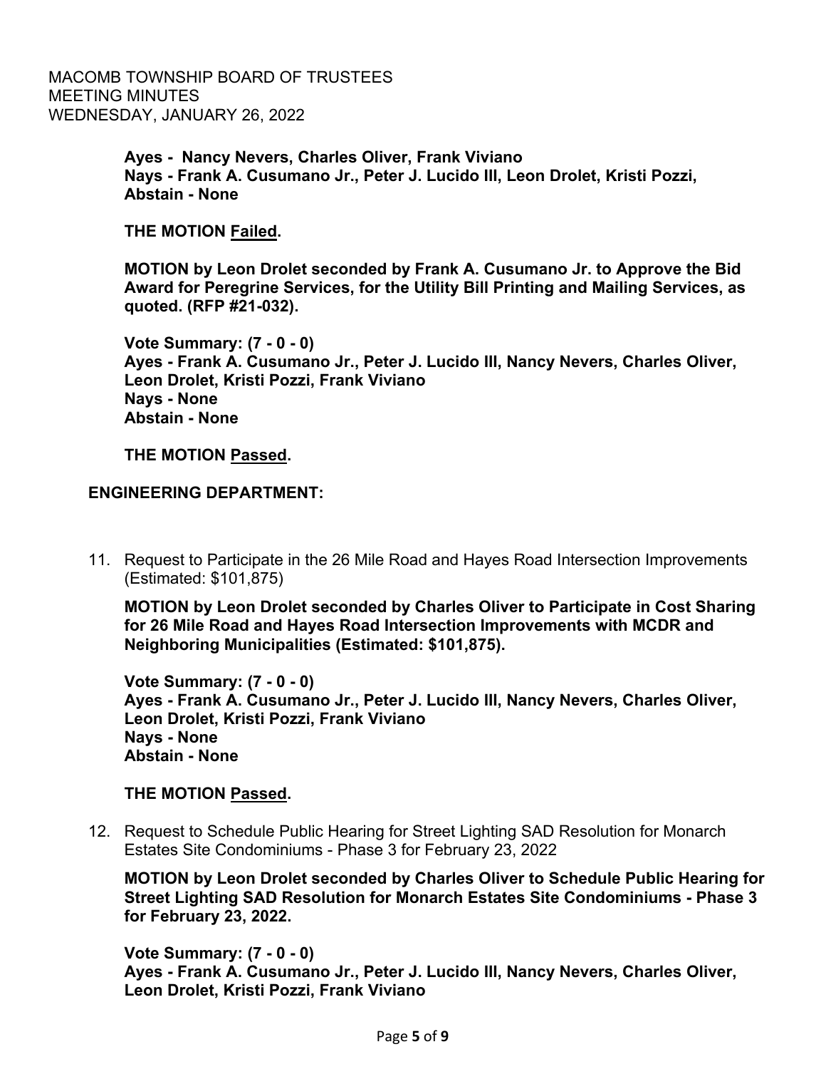**Ayes - Nancy Nevers, Charles Oliver, Frank Viviano**
**Nays - Frank A. Cusumano Jr., Peter J. Lucido III, Leon Drolet, Kristi Pozzi,**
**Abstain - None**

**THE MOTION Failed.**

**MOTION by Leon Drolet seconded by Frank A. Cusumano Jr. to Approve the Bid Award for Peregrine Services, for the Utility Bill Printing and Mailing Services, as quoted. (RFP #21-032).**

**Vote Summary: (7 - 0 - 0)**
**Ayes - Frank A. Cusumano Jr., Peter J. Lucido III, Nancy Nevers, Charles Oliver, Leon Drolet, Kristi Pozzi, Frank Viviano**
**Nays - None**
**Abstain - None**

**THE MOTION Passed.**

**ENGINEERING DEPARTMENT:**

11. Request to Participate in the 26 Mile Road and Hayes Road Intersection Improvements (Estimated: $101,875)

**MOTION by Leon Drolet seconded by Charles Oliver to Participate in Cost Sharing for 26 Mile Road and Hayes Road Intersection Improvements with MCDR and Neighboring Municipalities (Estimated: $101,875).**

**Vote Summary: (7 - 0 - 0)**
**Ayes - Frank A. Cusumano Jr., Peter J. Lucido III, Nancy Nevers, Charles Oliver, Leon Drolet, Kristi Pozzi, Frank Viviano**
**Nays - None**
**Abstain - None**

**THE MOTION Passed.**

12. Request to Schedule Public Hearing for Street Lighting SAD Resolution for Monarch Estates Site Condominiums - Phase 3 for February 23, 2022

**MOTION by Leon Drolet seconded by Charles Oliver to Schedule Public Hearing for Street Lighting SAD Resolution for Monarch Estates Site Condominiums - Phase 3 for February 23, 2022.**

**Vote Summary: (7 - 0 - 0)**
**Ayes - Frank A. Cusumano Jr., Peter J. Lucido III, Nancy Nevers, Charles Oliver, Leon Drolet, Kristi Pozzi, Frank Viviano**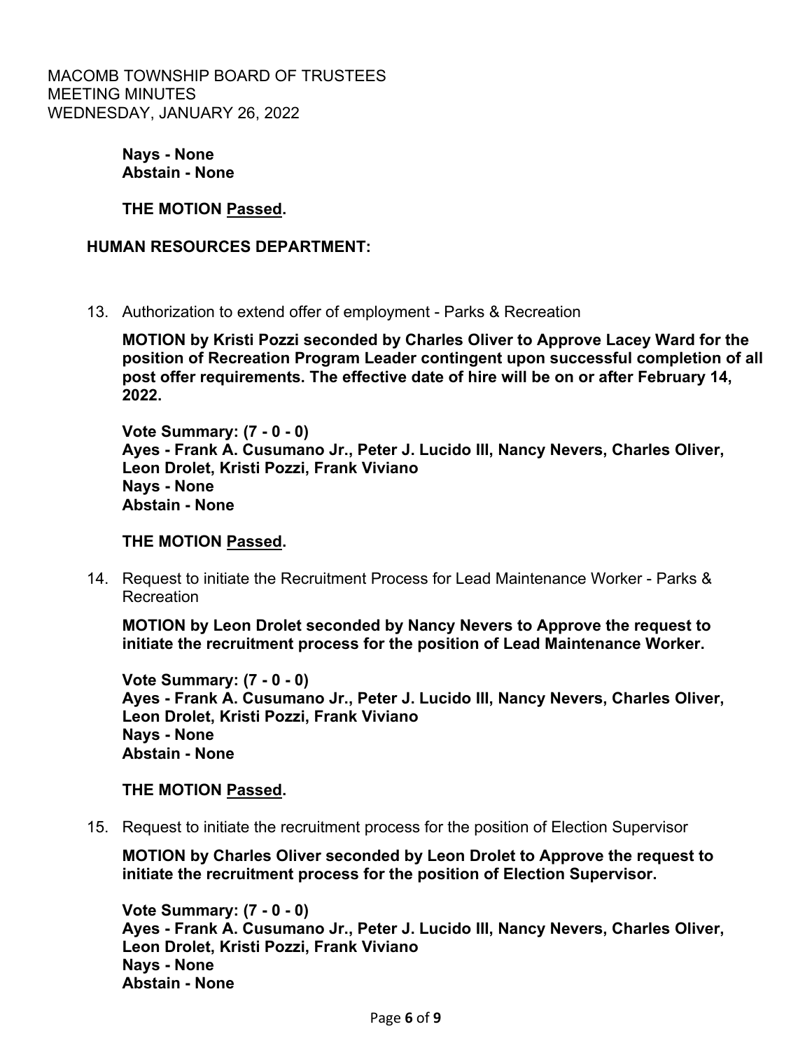**Nays - None**
**Abstain - None**

**THE MOTION Passed.**

### HUMAN RESOURCES DEPARTMENT:

13. Authorization to extend offer of employment - Parks & Recreation

    **MOTION by Kristi Pozzi seconded by Charles Oliver to Approve Lacey Ward for the position of Recreation Program Leader contingent upon successful completion of all post offer requirements. The effective date of hire will be on or after February 14, 2022.**

    **Vote Summary: (7 - 0 - 0)**
    **Ayes - Frank A. Cusumano Jr., Peter J. Lucido III, Nancy Nevers, Charles Oliver, Leon Drolet, Kristi Pozzi, Frank Viviano**
    **Nays - None**
    **Abstain - None**

    **THE MOTION Passed.**

14. Request to initiate the Recruitment Process for Lead Maintenance Worker - Parks & Recreation

    **MOTION by Leon Drolet seconded by Nancy Nevers to Approve the request to initiate the recruitment process for the position of Lead Maintenance Worker.**

    **Vote Summary: (7 - 0 - 0)**
    **Ayes - Frank A. Cusumano Jr., Peter J. Lucido III, Nancy Nevers, Charles Oliver, Leon Drolet, Kristi Pozzi, Frank Viviano**
    **Nays - None**
    **Abstain - None**

    **THE MOTION Passed.**

15. Request to initiate the recruitment process for the position of Election Supervisor

    **MOTION by Charles Oliver seconded by Leon Drolet to Approve the request to initiate the recruitment process for the position of Election Supervisor.**

    **Vote Summary: (7 - 0 - 0)**
    **Ayes - Frank A. Cusumano Jr., Peter J. Lucido III, Nancy Nevers, Charles Oliver, Leon Drolet, Kristi Pozzi, Frank Viviano**
    **Nays - None**
    **Abstain - None**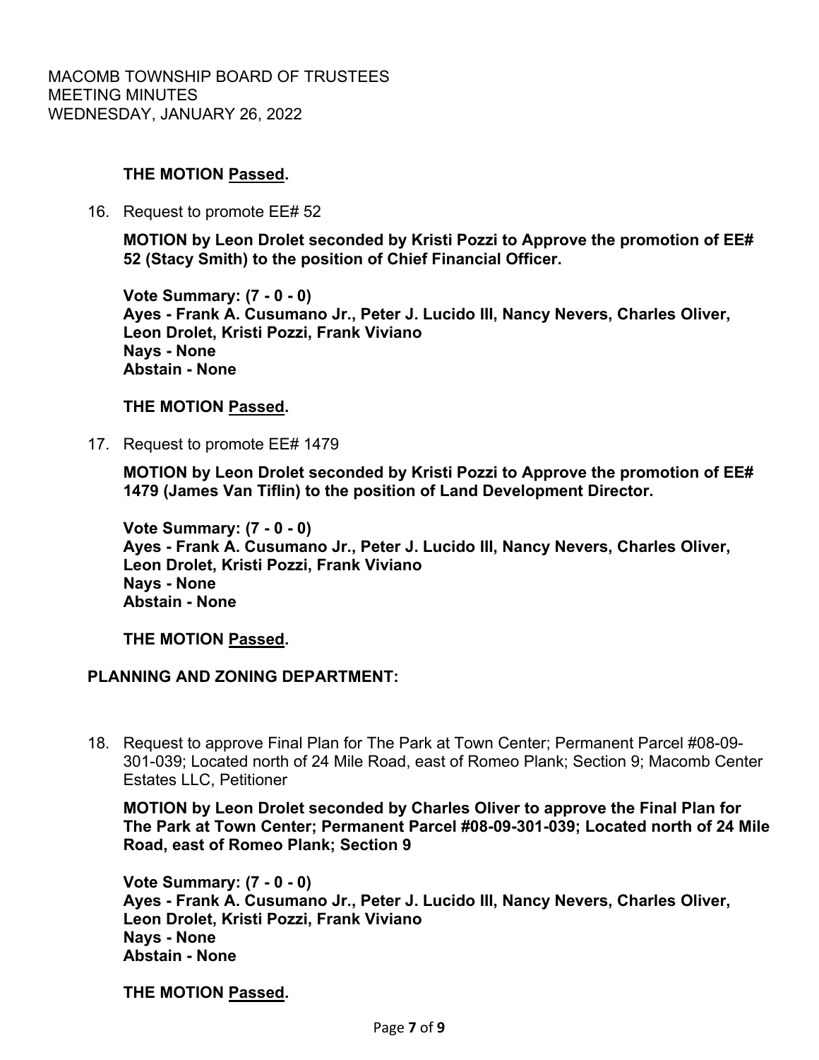**THE MOTION Passed.**

16. Request to promote EE# 52

    **MOTION by Leon Drolet seconded by Kristi Pozzi to Approve the promotion of EE# 52 (Stacy Smith) to the position of Chief Financial Officer.**

    **Vote Summary: (7 - 0 - 0)**
    **Ayes - Frank A. Cusumano Jr., Peter J. Lucido III, Nancy Nevers, Charles Oliver, Leon Drolet, Kristi Pozzi, Frank Viviano**
    **Nays - None**
    **Abstain - None**

    **THE MOTION Passed.**

17. Request to promote EE# 1479

    **MOTION by Leon Drolet seconded by Kristi Pozzi to Approve the promotion of EE# 1479 (James Van Tiflin) to the position of Land Development Director.**

    **Vote Summary: (7 - 0 - 0)**
    **Ayes - Frank A. Cusumano Jr., Peter J. Lucido III, Nancy Nevers, Charles Oliver, Leon Drolet, Kristi Pozzi, Frank Viviano**
    **Nays - None**
    **Abstain - None**

    **THE MOTION Passed.**

**PLANNING AND ZONING DEPARTMENT:**

18. Request to approve Final Plan for The Park at Town Center; Permanent Parcel #08-09-301-039; Located north of 24 Mile Road, east of Romeo Plank; Section 9; Macomb Center Estates LLC, Petitioner

    **MOTION by Leon Drolet seconded by Charles Oliver to approve the Final Plan for The Park at Town Center; Permanent Parcel #08-09-301-039; Located north of 24 Mile Road, east of Romeo Plank; Section 9**

    **Vote Summary: (7 - 0 - 0)**
    **Ayes - Frank A. Cusumano Jr., Peter J. Lucido III, Nancy Nevers, Charles Oliver, Leon Drolet, Kristi Pozzi, Frank Viviano**
    **Nays - None**
    **Abstain - None**

    **THE MOTION Passed.**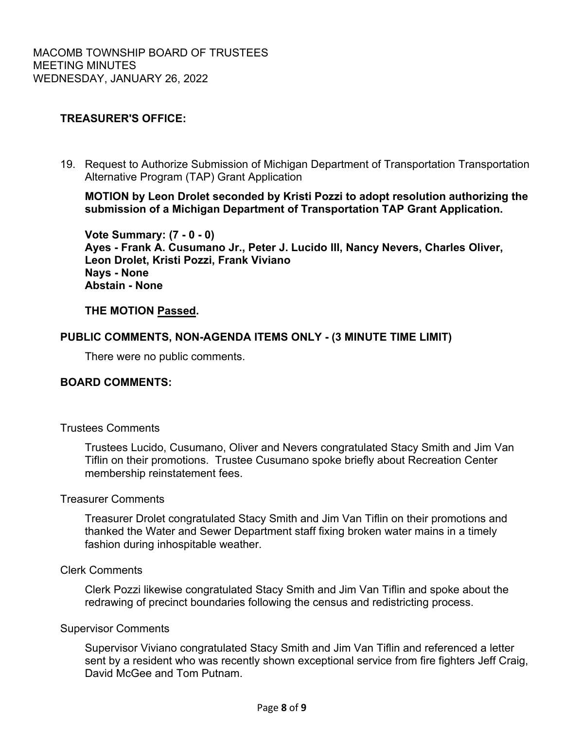MACOMB TOWNSHIP BOARD OF TRUSTEES
MEETING MINUTES
WEDNESDAY, JANUARY 26, 2022

## TREASURER'S OFFICE:

19. Request to Authorize Submission of Michigan Department of Transportation Transportation Alternative Program (TAP) Grant Application

    **MOTION by Leon Drolet seconded by Kristi Pozzi to adopt resolution authorizing the submission of a Michigan Department of Transportation TAP Grant Application.**

    **Vote Summary: (7 - 0 - 0)**
    **Ayes - Frank A. Cusumano Jr., Peter J. Lucido III, Nancy Nevers, Charles Oliver, Leon Drolet, Kristi Pozzi, Frank Viviano**
    **Nays - None**
    **Abstain - None**

    **THE MOTION Passed.**

## PUBLIC COMMENTS, NON-AGENDA ITEMS ONLY - (3 MINUTE TIME LIMIT)

There were no public comments.

## BOARD COMMENTS:

Trustees Comments

Trustees Lucido, Cusumano, Oliver and Nevers congratulated Stacy Smith and Jim Van Tiflin on their promotions. Trustee Cusumano spoke briefly about Recreation Center membership reinstatement fees.

Treasurer Comments

Treasurer Drolet congratulated Stacy Smith and Jim Van Tiflin on their promotions and thanked the Water and Sewer Department staff fixing broken water mains in a timely fashion during inhospitable weather.

Clerk Comments

Clerk Pozzi likewise congratulated Stacy Smith and Jim Van Tiflin and spoke about the redrawing of precinct boundaries following the census and redistricting process.

Supervisor Comments

Supervisor Viviano congratulated Stacy Smith and Jim Van Tiflin and referenced a letter sent by a resident who was recently shown exceptional service from fire fighters Jeff Craig, David McGee and Tom Putnam.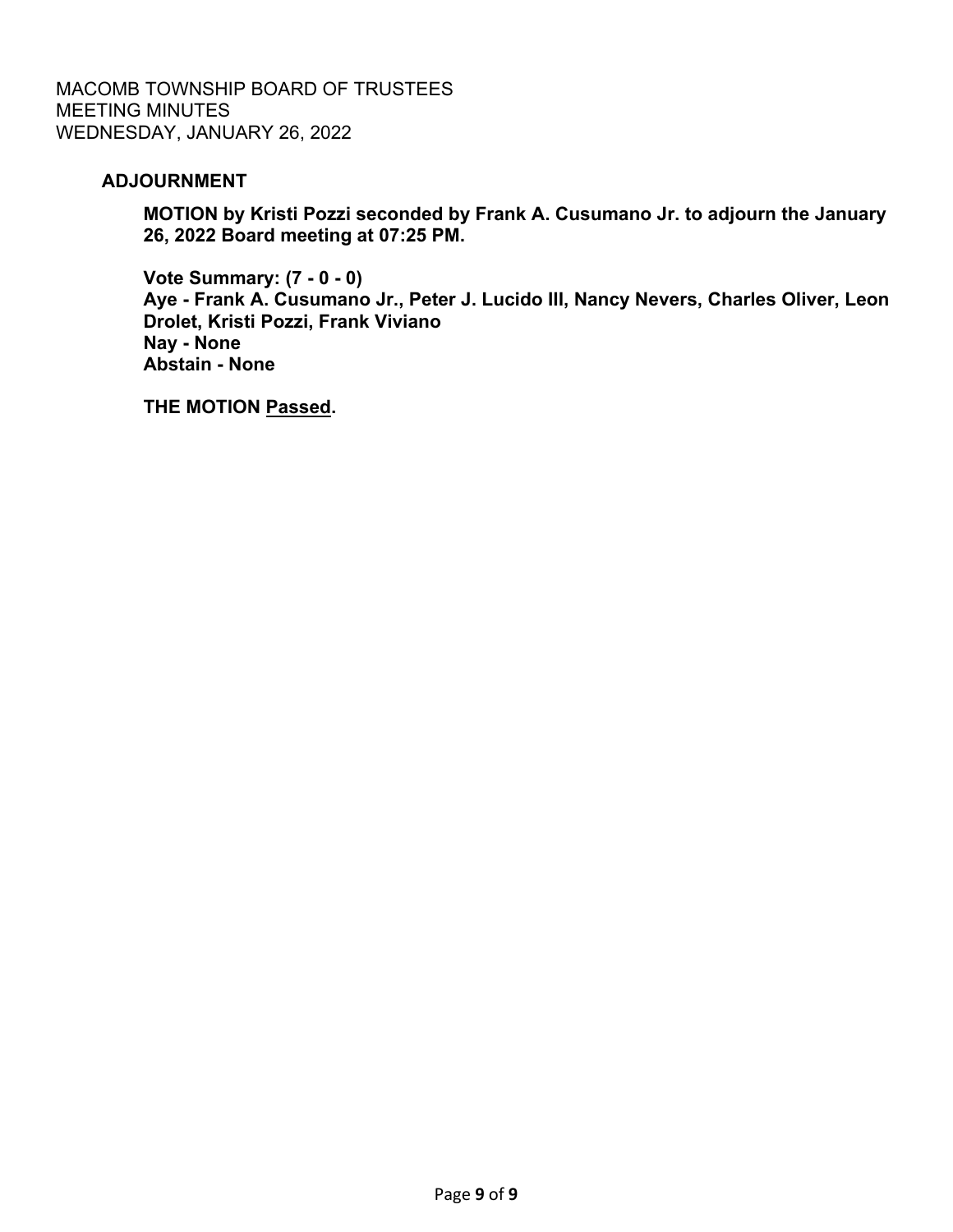## ADJOURNMENT

**MOTION by Kristi Pozzi seconded by Frank A. Cusumano Jr. to adjourn the January 26, 2022 Board meeting at 07:25 PM.**

**Vote Summary: (7 - 0 - 0)**
**Aye - Frank A. Cusumano Jr., Peter J. Lucido III, Nancy Nevers, Charles Oliver, Leon Drolet, Kristi Pozzi, Frank Viviano**
**Nay - None**
**Abstain - None**

**THE MOTION Passed.**